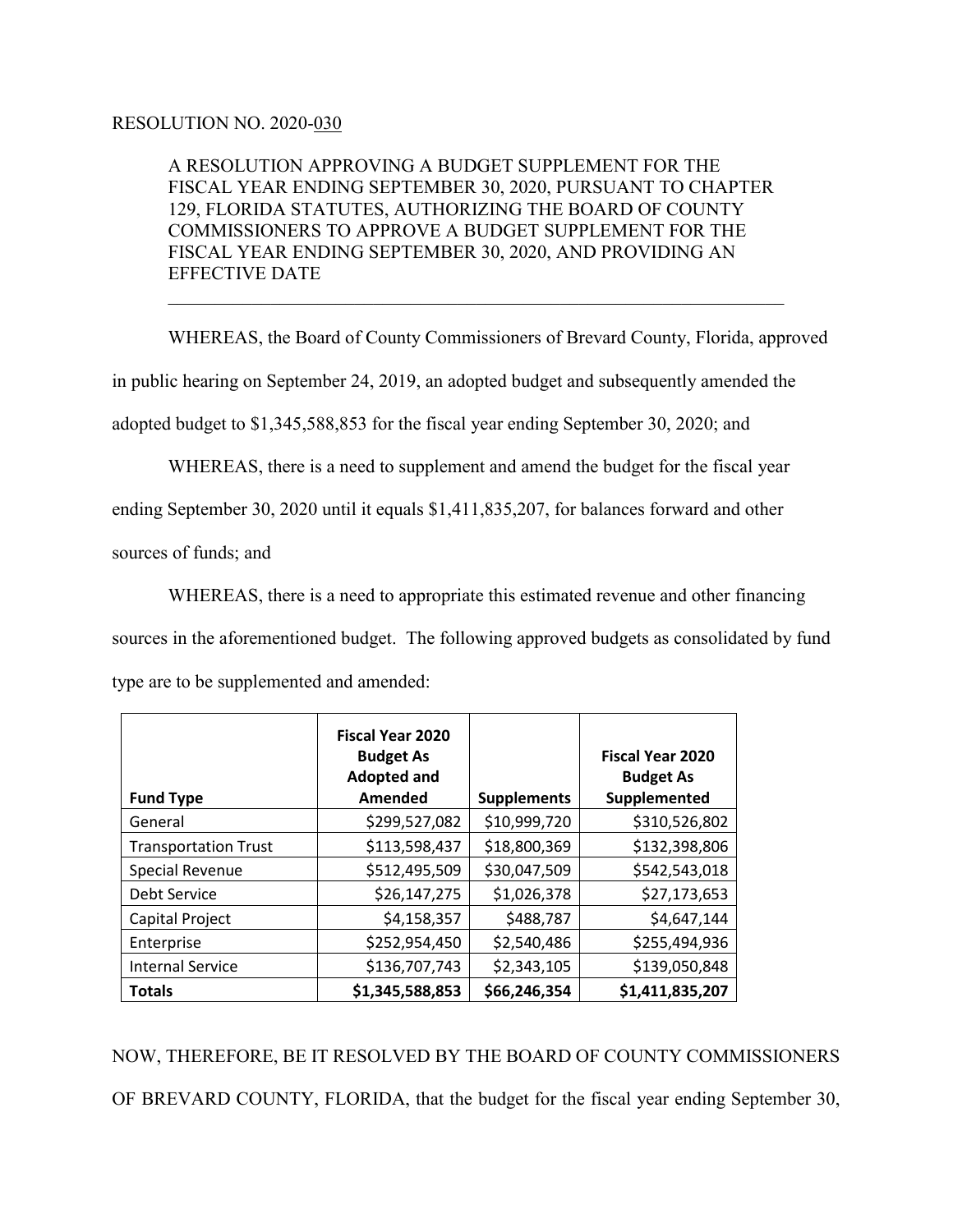RESOLUTION NO. 2020-030

A RESOLUTION APPROVING A BUDGET SUPPLEMENT FOR THE FISCAL YEAR ENDING SEPTEMBER 30, 2020, PURSUANT TO CHAPTER 129, FLORIDA STATUTES, AUTHORIZING THE BOARD OF COUNTY COMMISSIONERS TO APPROVE A BUDGET SUPPLEMENT FOR THE FISCAL YEAR ENDING SEPTEMBER 30, 2020, AND PROVIDING AN EFFECTIVE DATE

---

WHEREAS, the Board of County Commissioners of Brevard County, Florida, approved in public hearing on September 24, 2019, an adopted budget and subsequently amended the adopted budget to $1,345,588,853 for the fiscal year ending September 30, 2020; and

WHEREAS, there is a need to supplement and amend the budget for the fiscal year ending September 30, 2020 until it equals $1,411,835,207, for balances forward and other sources of funds; and

WHEREAS, there is a need to appropriate this estimated revenue and other financing sources in the aforementioned budget. The following approved budgets as consolidated by fund type are to be supplemented and amended:

| Fund Type | Fiscal Year 2020 Budget As Adopted and Amended | Supplements | Fiscal Year 2020 Budget As Supplemented |
|---|---|---|---|
| General | $299,527,082 | $10,999,720 | $310,526,802 |
| Transportation Trust | $113,598,437 | $18,800,369 | $132,398,806 |
| Special Revenue | $512,495,509 | $30,047,509 | $542,543,018 |
| Debt Service | $26,147,275 | $1,026,378 | $27,173,653 |
| Capital Project | $4,158,357 | $488,787 | $4,647,144 |
| Enterprise | $252,954,450 | $2,540,486 | $255,494,936 |
| Internal Service | $136,707,743 | $2,343,105 | $139,050,848 |
| **Totals** | **$1,345,588,853** | **$66,246,354** | **$1,411,835,207** |

NOW, THEREFORE, BE IT RESOLVED BY THE BOARD OF COUNTY COMMISSIONERS OF BREVARD COUNTY, FLORIDA, that the budget for the fiscal year ending September 30,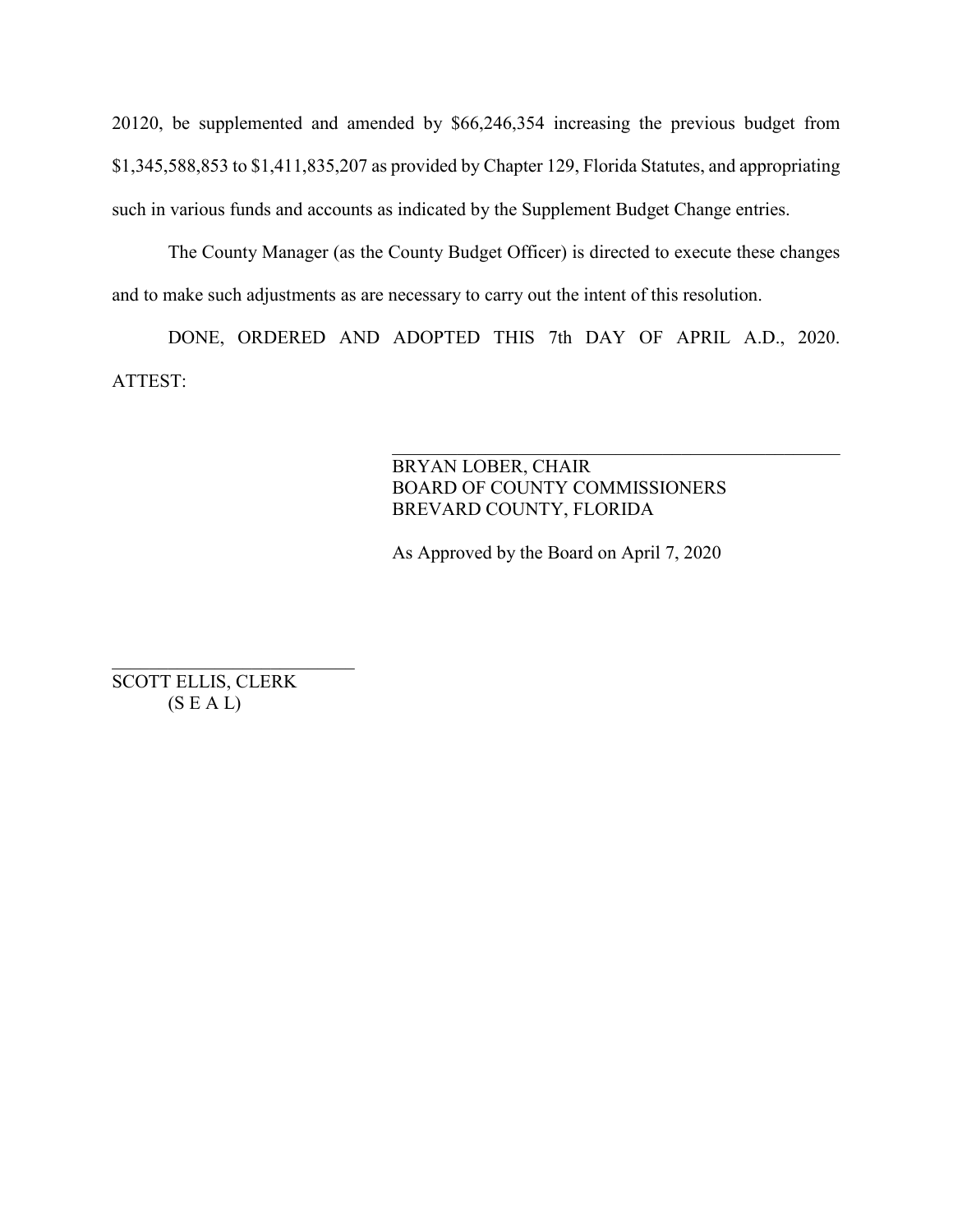20120, be supplemented and amended by $66,246,354 increasing the previous budget from $1,345,588,853 to $1,411,835,207 as provided by Chapter 129, Florida Statutes, and appropriating such in various funds and accounts as indicated by the Supplement Budget Change entries.

The County Manager (as the County Budget Officer) is directed to execute these changes and to make such adjustments as are necessary to carry out the intent of this resolution.

DONE, ORDERED AND ADOPTED THIS 7th DAY OF APRIL A.D., 2020.

ATTEST:

\_\_\_\_\_\_\_\_\_\_\_\_\_\_\_\_\_\_\_\_\_\_\_\_\_\_\_\_\_\_\_\_\_\_\_\_\_\_\_\_

BRYAN LOBER, CHAIR
BOARD OF COUNTY COMMISSIONERS
BREVARD COUNTY, FLORIDA

As Approved by the Board on April 7, 2020

\_\_\_\_\_\_\_\_\_\_\_\_\_\_\_\_\_\_\_\_\_\_\_\_\_\_

SCOTT ELLIS, CLERK
(S E A L)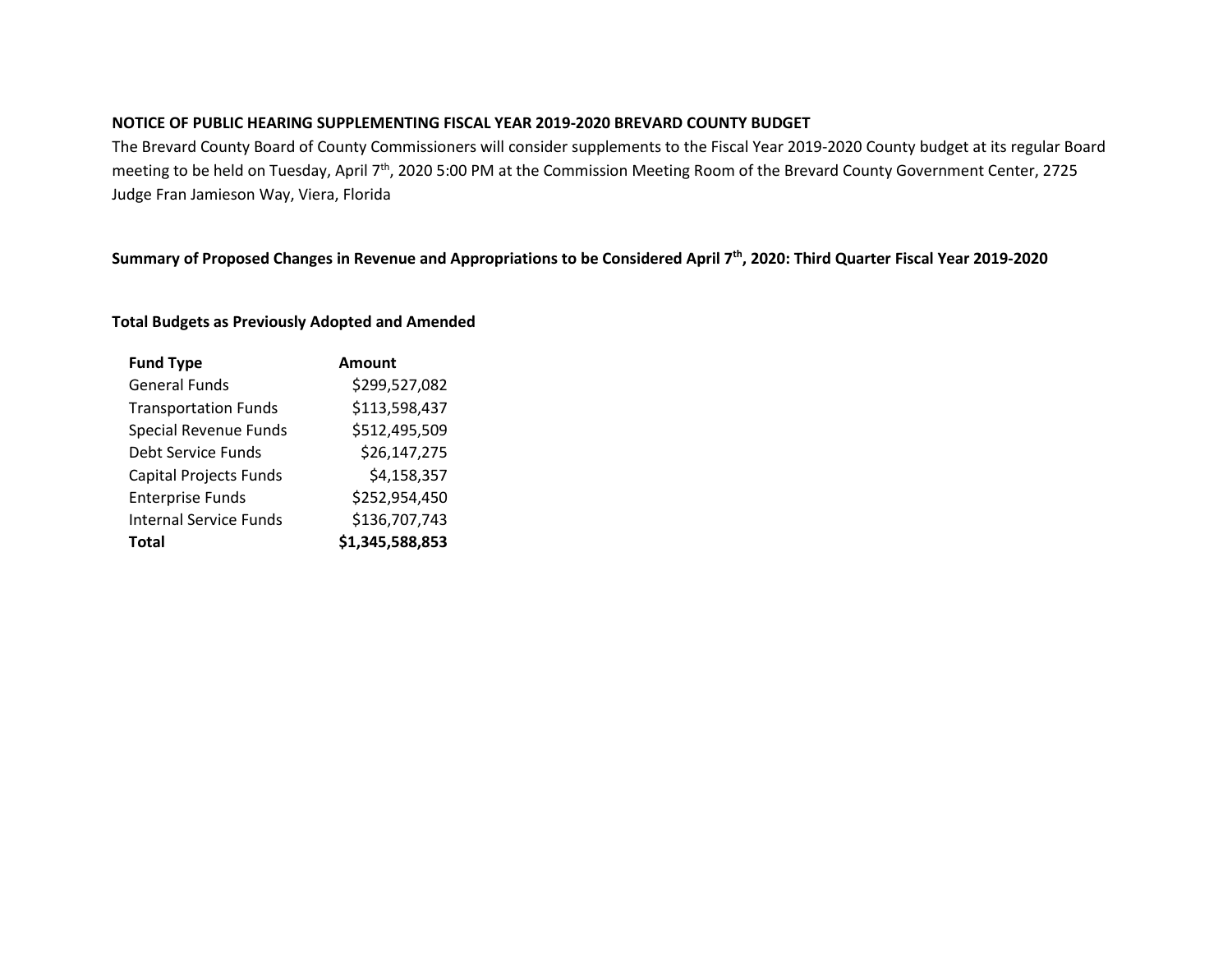**NOTICE OF PUBLIC HEARING SUPPLEMENTING FISCAL YEAR 2019-2020 BREVARD COUNTY BUDGET**

The Brevard County Board of County Commissioners will consider supplements to the Fiscal Year 2019-2020 County budget at its regular Board meeting to be held on Tuesday, April 7th, 2020 5:00 PM at the Commission Meeting Room of the Brevard County Government Center, 2725 Judge Fran Jamieson Way, Viera, Florida

**Summary of Proposed Changes in Revenue and Appropriations to be Considered April 7th, 2020: Third Quarter Fiscal Year 2019-2020**

**Total Budgets as Previously Adopted and Amended**

| Fund Type | Amount |
|---|---:|
| General Funds | $299,527,082 |
| Transportation Funds | $113,598,437 |
| Special Revenue Funds | $512,495,509 |
| Debt Service Funds | $26,147,275 |
| Capital Projects Funds | $4,158,357 |
| Enterprise Funds | $252,954,450 |
| Internal Service Funds | $136,707,743 |
| **Total** | **$1,345,588,853** |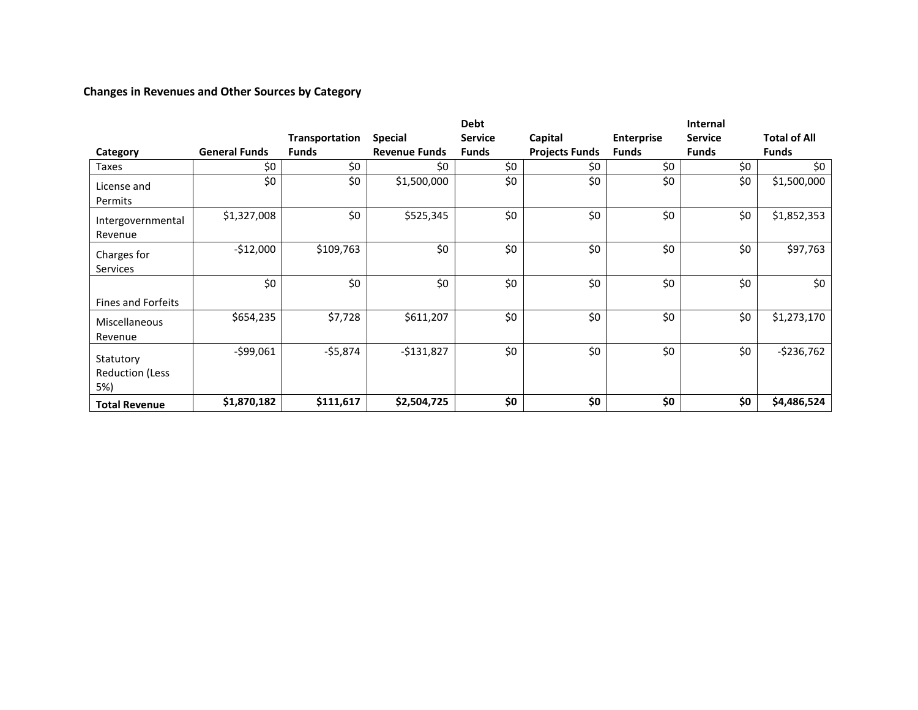**Changes in Revenues and Other Sources by Category**

| Category | General Funds | Transportation Funds | Special Revenue Funds | Debt Service Funds | Capital Projects Funds | Enterprise Funds | Internal Service Funds | Total of All Funds |
|---|---|---|---|---|---|---|---|---|
| Taxes | $0 | $0 | $0 | $0 | $0 | $0 | $0 | $0 |
| License and Permits | $0 | $0 | $1,500,000 | $0 | $0 | $0 | $0 | $1,500,000 |
| Intergovernmental Revenue | $1,327,008 | $0 | $525,345 | $0 | $0 | $0 | $0 | $1,852,353 |
| Charges for Services | -$12,000 | $109,763 | $0 | $0 | $0 | $0 | $0 | $97,763 |
| Fines and Forfeits | $0 | $0 | $0 | $0 | $0 | $0 | $0 | $0 |
| Miscellaneous Revenue | $654,235 | $7,728 | $611,207 | $0 | $0 | $0 | $0 | $1,273,170 |
| Statutory Reduction (Less 5%) | -$99,061 | -$5,874 | -$131,827 | $0 | $0 | $0 | $0 | -$236,762 |
| **Total Revenue** | **$1,870,182** | **$111,617** | **$2,504,725** | **$0** | **$0** | **$0** | **$0** | **$4,486,524** |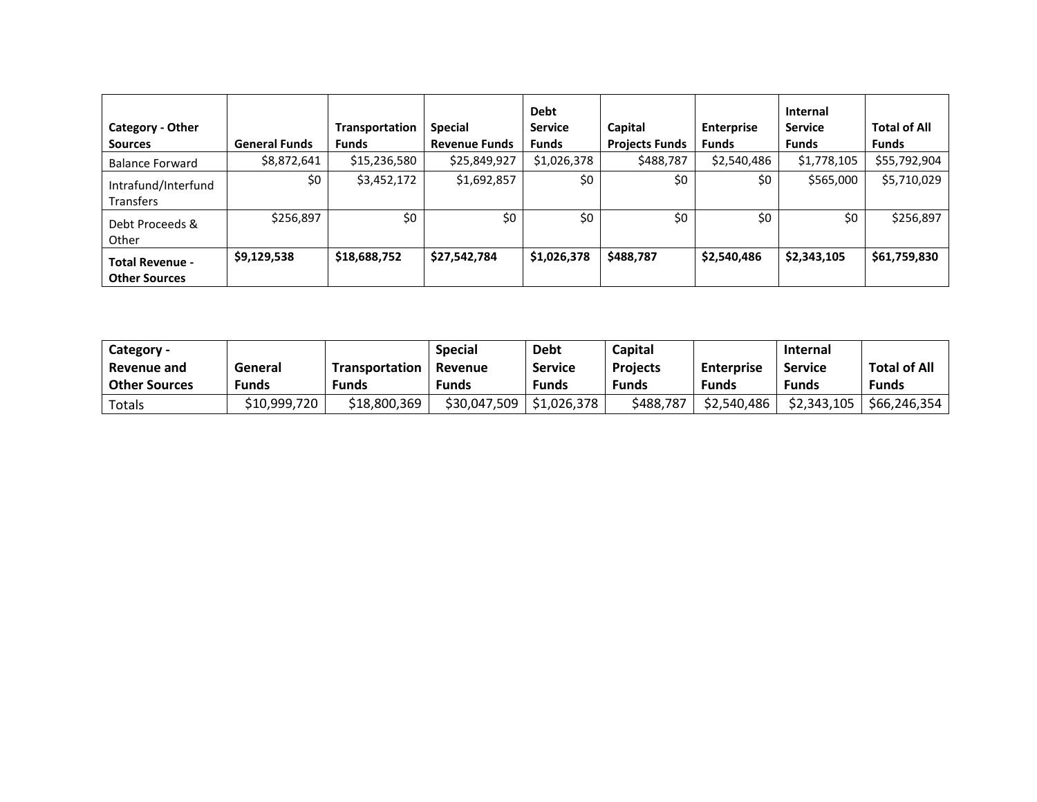| Category - Other Sources | General Funds | Transportation Funds | Special Revenue Funds | Debt Service Funds | Capital Projects Funds | Enterprise Funds | Internal Service Funds | Total of All Funds |
|---|---|---|---|---|---|---|---|---|
| Balance Forward | $8,872,641 | $15,236,580 | $25,849,927 | $1,026,378 | $488,787 | $2,540,486 | $1,778,105 | $55,792,904 |
| Intrafund/Interfund Transfers | $0 | $3,452,172 | $1,692,857 | $0 | $0 | $0 | $565,000 | $5,710,029 |
| Debt Proceeds & Other | $256,897 | $0 | $0 | $0 | $0 | $0 | $0 | $256,897 |
| **Total Revenue - Other Sources** | **$9,129,538** | **$18,688,752** | **$27,542,784** | **$1,026,378** | **$488,787** | **$2,540,486** | **$2,343,105** | **$61,759,830** |

| Category - Revenue and Other Sources | General Funds | Transportation Funds | Special Revenue Funds | Debt Service Funds | Capital Projects Funds | Enterprise Funds | Internal Service Funds | Total of All Funds |
|---|---|---|---|---|---|---|---|---|
| Totals | $10,999,720 | $18,800,369 | $30,047,509 | $1,026,378 | $488,787 | $2,540,486 | $2,343,105 | $66,246,354 |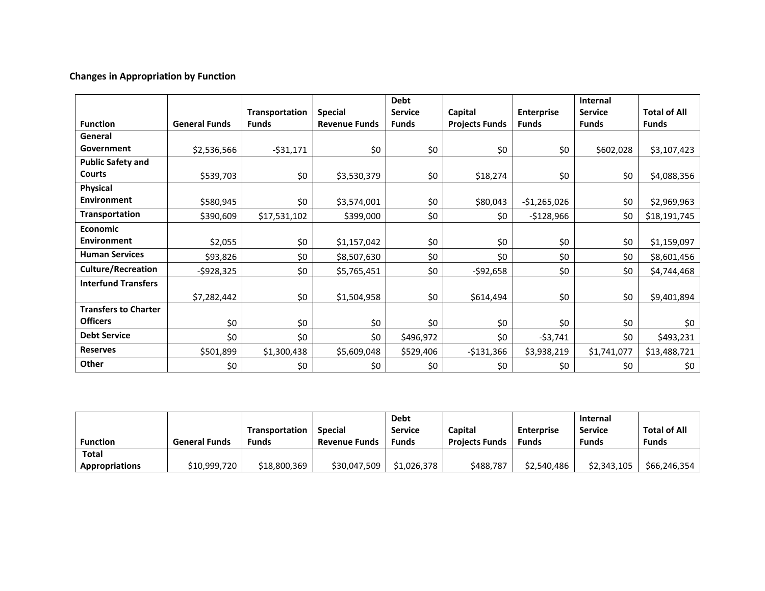**Changes in Appropriation by Function**

| Function | General Funds | Transportation Funds | Special Revenue Funds | Debt Service Funds | Capital Projects Funds | Enterprise Funds | Internal Service Funds | Total of All Funds |
|---|---|---|---|---|---|---|---|---|
| General Government | $2,536,566 | -$31,171 | $0 | $0 | $0 | $0 | $602,028 | $3,107,423 |
| Public Safety and Courts | $539,703 | $0 | $3,530,379 | $0 | $18,274 | $0 | $0 | $4,088,356 |
| Physical Environment | $580,945 | $0 | $3,574,001 | $0 | $80,043 | -$1,265,026 | $0 | $2,969,963 |
| Transportation | $390,609 | $17,531,102 | $399,000 | $0 | $0 | -$128,966 | $0 | $18,191,745 |
| Economic Environment | $2,055 | $0 | $1,157,042 | $0 | $0 | $0 | $0 | $1,159,097 |
| Human Services | $93,826 | $0 | $8,507,630 | $0 | $0 | $0 | $0 | $8,601,456 |
| Culture/Recreation | -$928,325 | $0 | $5,765,451 | $0 | -$92,658 | $0 | $0 | $4,744,468 |
| Interfund Transfers | $7,282,442 | $0 | $1,504,958 | $0 | $614,494 | $0 | $0 | $9,401,894 |
| Transfers to Charter Officers | $0 | $0 | $0 | $0 | $0 | $0 | $0 | $0 |
| Debt Service | $0 | $0 | $0 | $496,972 | $0 | -$3,741 | $0 | $493,231 |
| Reserves | $501,899 | $1,300,438 | $5,609,048 | $529,406 | -$131,366 | $3,938,219 | $1,741,077 | $13,488,721 |
| Other | $0 | $0 | $0 | $0 | $0 | $0 | $0 | $0 |

| Function | General Funds | Transportation Funds | Special Revenue Funds | Debt Service Funds | Capital Projects Funds | Enterprise Funds | Internal Service Funds | Total of All Funds |
|---|---|---|---|---|---|---|---|---|
| Total Appropriations | $10,999,720 | $18,800,369 | $30,047,509 | $1,026,378 | $488,787 | $2,540,486 | $2,343,105 | $66,246,354 |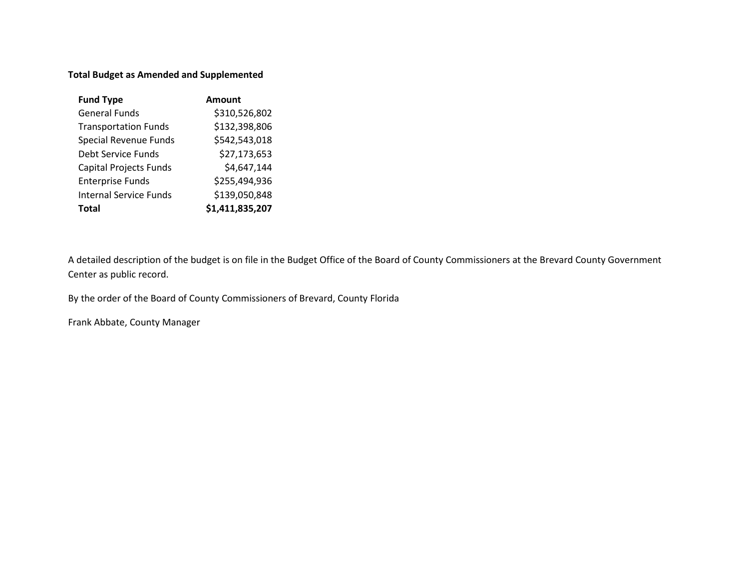**Total Budget as Amended and Supplemented**

| Fund Type | Amount |
|---|---|
| General Funds | $310,526,802 |
| Transportation Funds | $132,398,806 |
| Special Revenue Funds | $542,543,018 |
| Debt Service Funds | $27,173,653 |
| Capital Projects Funds | $4,647,144 |
| Enterprise Funds | $255,494,936 |
| Internal Service Funds | $139,050,848 |
| **Total** | **$1,411,835,207** |

A detailed description of the budget is on file in the Budget Office of the Board of County Commissioners at the Brevard County Government Center as public record.

By the order of the Board of County Commissioners of Brevard, County Florida

Frank Abbate, County Manager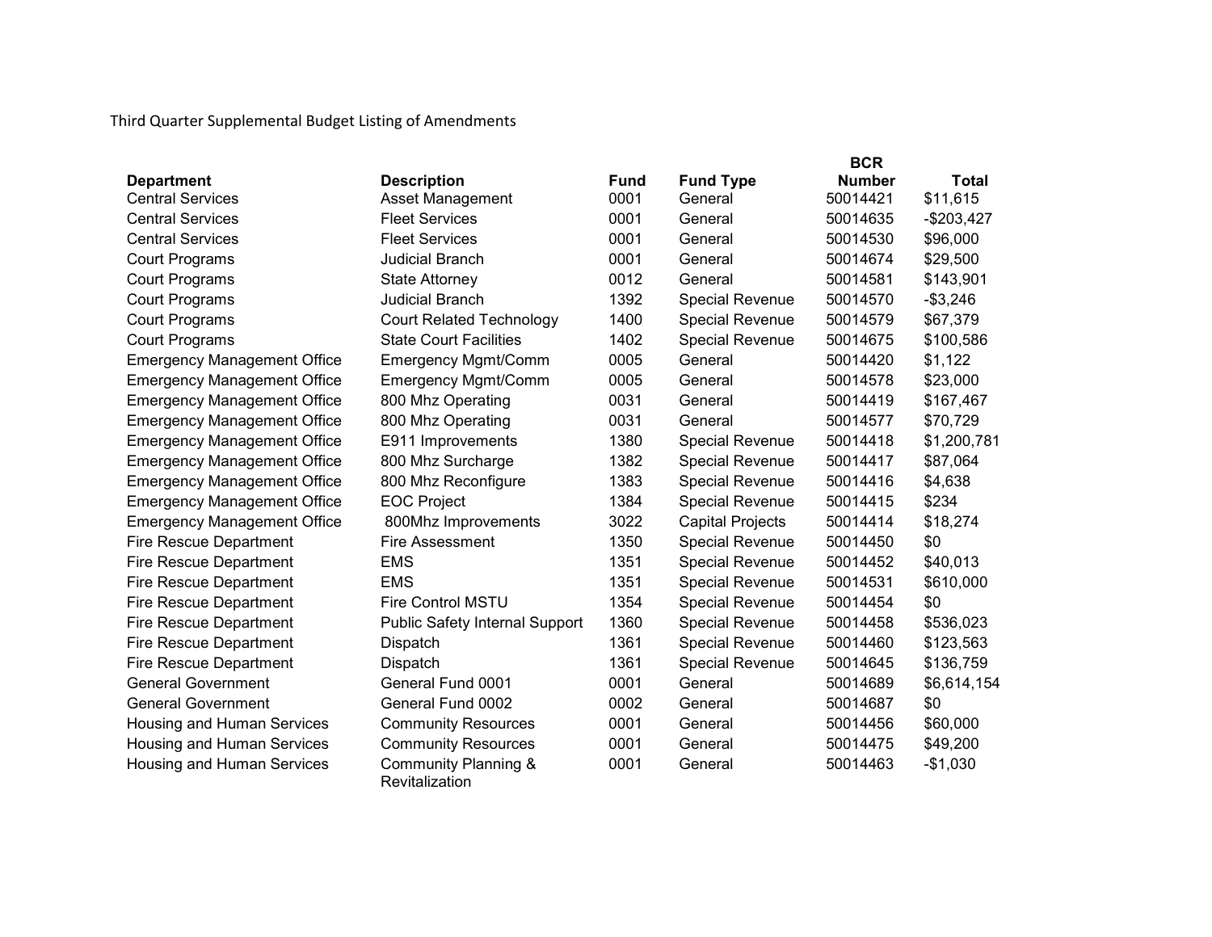Third Quarter Supplemental Budget Listing of Amendments

| Department | Description | Fund | Fund Type | BCR Number | Total |
|---|---|---|---|---|---|
| Central Services | Asset Management | 0001 | General | 50014421 | $11,615 |
| Central Services | Fleet Services | 0001 | General | 50014635 | -$203,427 |
| Central Services | Fleet Services | 0001 | General | 50014530 | $96,000 |
| Court Programs | Judicial Branch | 0001 | General | 50014674 | $29,500 |
| Court Programs | State Attorney | 0012 | General | 50014581 | $143,901 |
| Court Programs | Judicial Branch | 1392 | Special Revenue | 50014570 | -$3,246 |
| Court Programs | Court Related Technology | 1400 | Special Revenue | 50014579 | $67,379 |
| Court Programs | State Court Facilities | 1402 | Special Revenue | 50014675 | $100,586 |
| Emergency Management Office | Emergency Mgmt/Comm | 0005 | General | 50014420 | $1,122 |
| Emergency Management Office | Emergency Mgmt/Comm | 0005 | General | 50014578 | $23,000 |
| Emergency Management Office | 800 Mhz Operating | 0031 | General | 50014419 | $167,467 |
| Emergency Management Office | 800 Mhz Operating | 0031 | General | 50014577 | $70,729 |
| Emergency Management Office | E911 Improvements | 1380 | Special Revenue | 50014418 | $1,200,781 |
| Emergency Management Office | 800 Mhz Surcharge | 1382 | Special Revenue | 50014417 | $87,064 |
| Emergency Management Office | 800 Mhz Reconfigure | 1383 | Special Revenue | 50014416 | $4,638 |
| Emergency Management Office | EOC Project | 1384 | Special Revenue | 50014415 | $234 |
| Emergency Management Office | 800Mhz Improvements | 3022 | Capital Projects | 50014414 | $18,274 |
| Fire Rescue Department | Fire Assessment | 1350 | Special Revenue | 50014450 | $0 |
| Fire Rescue Department | EMS | 1351 | Special Revenue | 50014452 | $40,013 |
| Fire Rescue Department | EMS | 1351 | Special Revenue | 50014531 | $610,000 |
| Fire Rescue Department | Fire Control MSTU | 1354 | Special Revenue | 50014454 | $0 |
| Fire Rescue Department | Public Safety Internal Support | 1360 | Special Revenue | 50014458 | $536,023 |
| Fire Rescue Department | Dispatch | 1361 | Special Revenue | 50014460 | $123,563 |
| Fire Rescue Department | Dispatch | 1361 | Special Revenue | 50014645 | $136,759 |
| General Government | General Fund 0001 | 0001 | General | 50014689 | $6,614,154 |
| General Government | General Fund 0002 | 0002 | General | 50014687 | $0 |
| Housing and Human Services | Community Resources | 0001 | General | 50014456 | $60,000 |
| Housing and Human Services | Community Resources | 0001 | General | 50014475 | $49,200 |
| Housing and Human Services | Community Planning & Revitalization | 0001 | General | 50014463 | -$1,030 |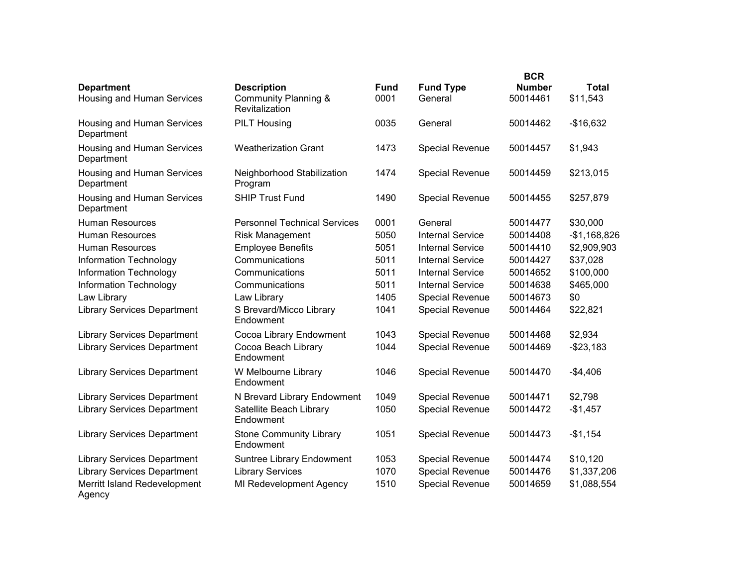| Department | Description | Fund | Fund Type | BCR Number | Total |
|---|---|---|---|---|---|
| Housing and Human Services | Community Planning & Revitalization | 0001 | General | 50014461 | $11,543 |
| Housing and Human Services Department | PILT Housing | 0035 | General | 50014462 | -$16,632 |
| Housing and Human Services Department | Weatherization Grant | 1473 | Special Revenue | 50014457 | $1,943 |
| Housing and Human Services Department | Neighborhood Stabilization Program | 1474 | Special Revenue | 50014459 | $213,015 |
| Housing and Human Services Department | SHIP Trust Fund | 1490 | Special Revenue | 50014455 | $257,879 |
| Human Resources | Personnel Technical Services | 0001 | General | 50014477 | $30,000 |
| Human Resources | Risk Management | 5050 | Internal Service | 50014408 | -$1,168,826 |
| Human Resources | Employee Benefits | 5051 | Internal Service | 50014410 | $2,909,903 |
| Information Technology | Communications | 5011 | Internal Service | 50014427 | $37,028 |
| Information Technology | Communications | 5011 | Internal Service | 50014652 | $100,000 |
| Information Technology | Communications | 5011 | Internal Service | 50014638 | $465,000 |
| Law Library | Law Library | 1405 | Special Revenue | 50014673 | $0 |
| Library Services Department | S Brevard/Micco Library Endowment | 1041 | Special Revenue | 50014464 | $22,821 |
| Library Services Department | Cocoa Library Endowment | 1043 | Special Revenue | 50014468 | $2,934 |
| Library Services Department | Cocoa Beach Library Endowment | 1044 | Special Revenue | 50014469 | -$23,183 |
| Library Services Department | W Melbourne Library Endowment | 1046 | Special Revenue | 50014470 | -$4,406 |
| Library Services Department | N Brevard Library Endowment | 1049 | Special Revenue | 50014471 | $2,798 |
| Library Services Department | Satellite Beach Library Endowment | 1050 | Special Revenue | 50014472 | -$1,457 |
| Library Services Department | Stone Community Library Endowment | 1051 | Special Revenue | 50014473 | -$1,154 |
| Library Services Department | Suntree Library Endowment | 1053 | Special Revenue | 50014474 | $10,120 |
| Library Services Department | Library Services | 1070 | Special Revenue | 50014476 | $1,337,206 |
| Merritt Island Redevelopment Agency | MI Redevelopment Agency | 1510 | Special Revenue | 50014659 | $1,088,554 |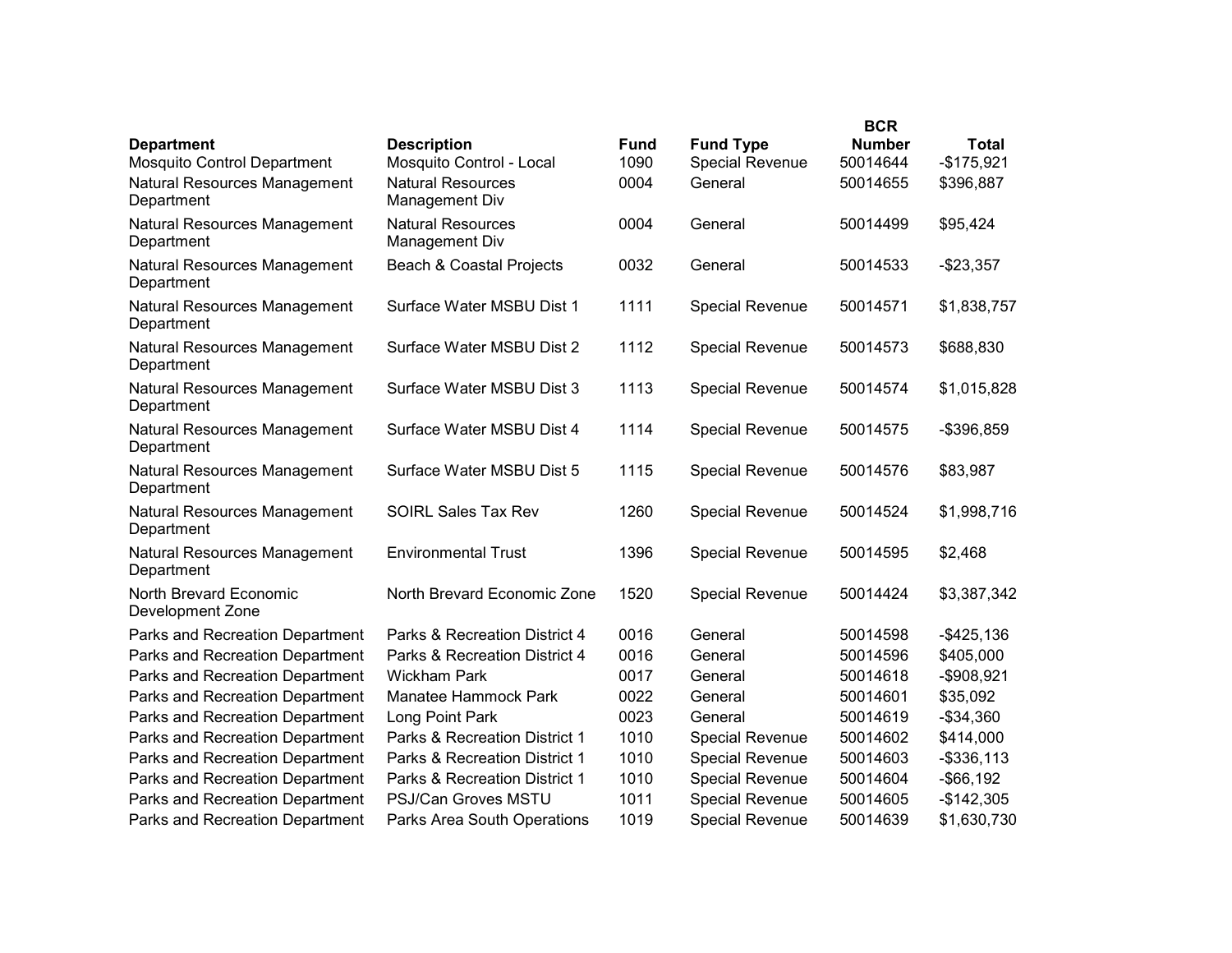| Department | Description | Fund | Fund Type | BCR Number | Total |
|---|---|---|---|---|---|
| Mosquito Control Department | Mosquito Control - Local | 1090 | Special Revenue | 50014644 | -$175,921 |
| Natural Resources Management Department | Natural Resources Management Div | 0004 | General | 50014655 | $396,887 |
| Natural Resources Management Department | Natural Resources Management Div | 0004 | General | 50014499 | $95,424 |
| Natural Resources Management Department | Beach & Coastal Projects | 0032 | General | 50014533 | -$23,357 |
| Natural Resources Management Department | Surface Water MSBU Dist 1 | 1111 | Special Revenue | 50014571 | $1,838,757 |
| Natural Resources Management Department | Surface Water MSBU Dist 2 | 1112 | Special Revenue | 50014573 | $688,830 |
| Natural Resources Management Department | Surface Water MSBU Dist 3 | 1113 | Special Revenue | 50014574 | $1,015,828 |
| Natural Resources Management Department | Surface Water MSBU Dist 4 | 1114 | Special Revenue | 50014575 | -$396,859 |
| Natural Resources Management Department | Surface Water MSBU Dist 5 | 1115 | Special Revenue | 50014576 | $83,987 |
| Natural Resources Management Department | SOIRL Sales Tax Rev | 1260 | Special Revenue | 50014524 | $1,998,716 |
| Natural Resources Management Department | Environmental Trust | 1396 | Special Revenue | 50014595 | $2,468 |
| North Brevard Economic Development Zone | North Brevard Economic Zone | 1520 | Special Revenue | 50014424 | $3,387,342 |
| Parks and Recreation Department | Parks & Recreation District 4 | 0016 | General | 50014598 | -$425,136 |
| Parks and Recreation Department | Parks & Recreation District 4 | 0016 | General | 50014596 | $405,000 |
| Parks and Recreation Department | Wickham Park | 0017 | General | 50014618 | -$908,921 |
| Parks and Recreation Department | Manatee Hammock Park | 0022 | General | 50014601 | $35,092 |
| Parks and Recreation Department | Long Point Park | 0023 | General | 50014619 | -$34,360 |
| Parks and Recreation Department | Parks & Recreation District 1 | 1010 | Special Revenue | 50014602 | $414,000 |
| Parks and Recreation Department | Parks & Recreation District 1 | 1010 | Special Revenue | 50014603 | -$336,113 |
| Parks and Recreation Department | Parks & Recreation District 1 | 1010 | Special Revenue | 50014604 | -$66,192 |
| Parks and Recreation Department | PSJ/Can Groves MSTU | 1011 | Special Revenue | 50014605 | -$142,305 |
| Parks and Recreation Department | Parks Area South Operations | 1019 | Special Revenue | 50014639 | $1,630,730 |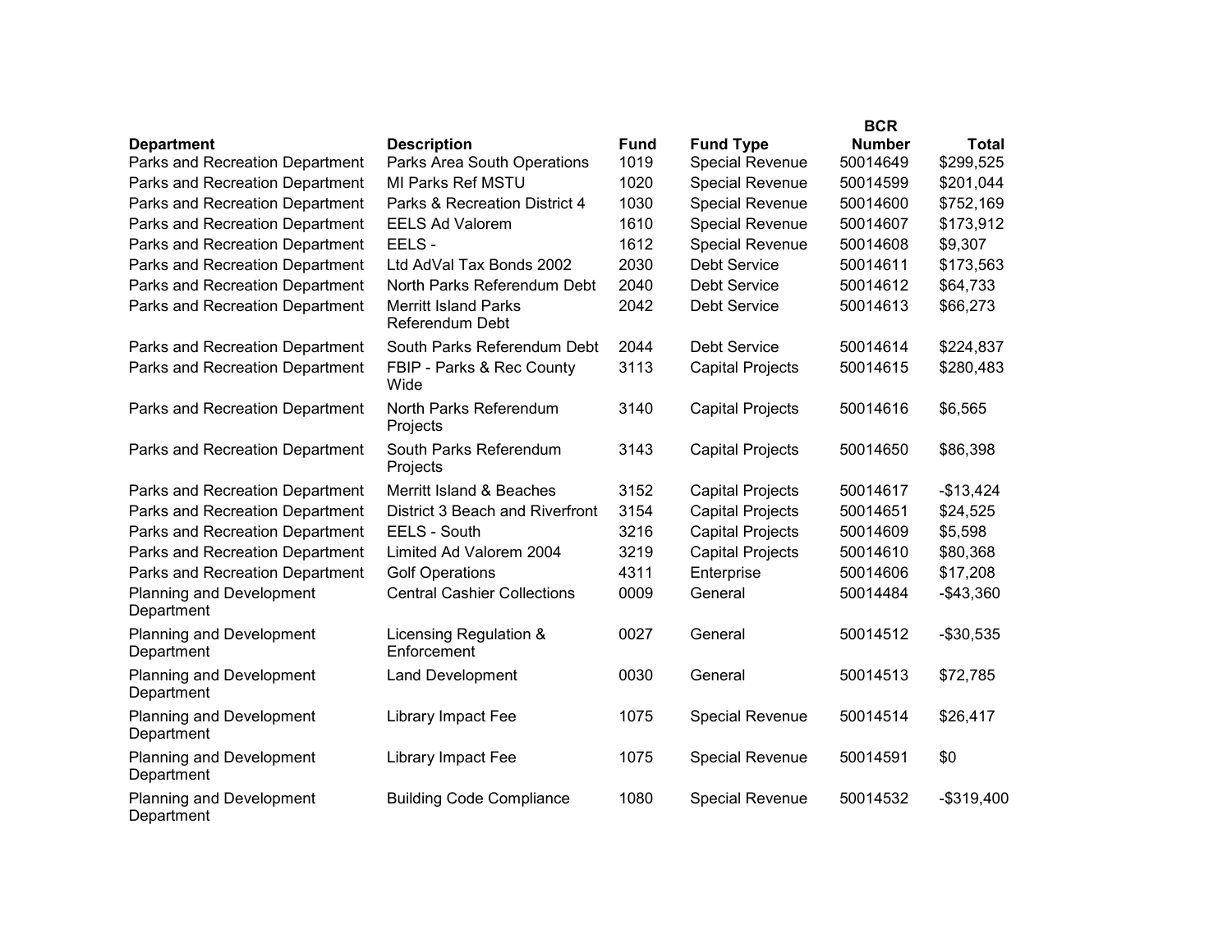| Department | Description | Fund | Fund Type | BCR Number | Total |
|---|---|---|---|---|---|
| Parks and Recreation Department | Parks Area South Operations | 1019 | Special Revenue | 50014649 | $299,525 |
| Parks and Recreation Department | MI Parks Ref MSTU | 1020 | Special Revenue | 50014599 | $201,044 |
| Parks and Recreation Department | Parks & Recreation District 4 | 1030 | Special Revenue | 50014600 | $752,169 |
| Parks and Recreation Department | EELS Ad Valorem | 1610 | Special Revenue | 50014607 | $173,912 |
| Parks and Recreation Department | EELS - | 1612 | Special Revenue | 50014608 | $9,307 |
| Parks and Recreation Department | Ltd AdVal Tax Bonds 2002 | 2030 | Debt Service | 50014611 | $173,563 |
| Parks and Recreation Department | North Parks Referendum Debt | 2040 | Debt Service | 50014612 | $64,733 |
| Parks and Recreation Department | Merritt Island Parks Referendum Debt | 2042 | Debt Service | 50014613 | $66,273 |
| Parks and Recreation Department | South Parks Referendum Debt | 2044 | Debt Service | 50014614 | $224,837 |
| Parks and Recreation Department | FBIP - Parks & Rec County Wide | 3113 | Capital Projects | 50014615 | $280,483 |
| Parks and Recreation Department | North Parks Referendum Projects | 3140 | Capital Projects | 50014616 | $6,565 |
| Parks and Recreation Department | South Parks Referendum Projects | 3143 | Capital Projects | 50014650 | $86,398 |
| Parks and Recreation Department | Merritt Island & Beaches | 3152 | Capital Projects | 50014617 | -$13,424 |
| Parks and Recreation Department | District 3 Beach and Riverfront | 3154 | Capital Projects | 50014651 | $24,525 |
| Parks and Recreation Department | EELS - South | 3216 | Capital Projects | 50014609 | $5,598 |
| Parks and Recreation Department | Limited Ad Valorem 2004 | 3219 | Capital Projects | 50014610 | $80,368 |
| Parks and Recreation Department | Golf Operations | 4311 | Enterprise | 50014606 | $17,208 |
| Planning and Development Department | Central Cashier Collections | 0009 | General | 50014484 | -$43,360 |
| Planning and Development Department | Licensing Regulation & Enforcement | 0027 | General | 50014512 | -$30,535 |
| Planning and Development Department | Land Development | 0030 | General | 50014513 | $72,785 |
| Planning and Development Department | Library Impact Fee | 1075 | Special Revenue | 50014514 | $26,417 |
| Planning and Development Department | Library Impact Fee | 1075 | Special Revenue | 50014591 | $0 |
| Planning and Development Department | Building Code Compliance | 1080 | Special Revenue | 50014532 | -$319,400 |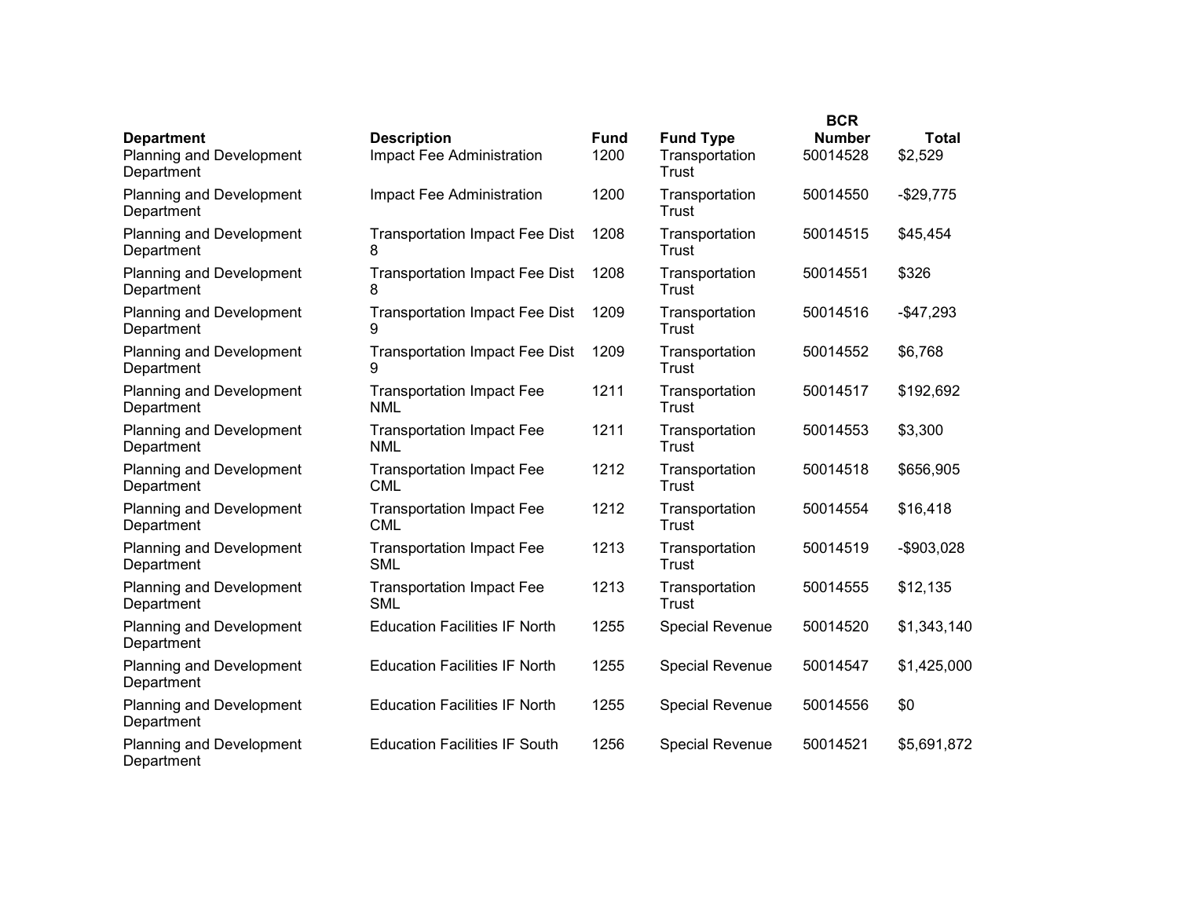| Department | Description | Fund | Fund Type | BCR Number | Total |
|---|---|---|---|---|---|
| Planning and Development Department | Impact Fee Administration | 1200 | Transportation Trust | 50014528 | $2,529 |
| Planning and Development Department | Impact Fee Administration | 1200 | Transportation Trust | 50014550 | -$29,775 |
| Planning and Development Department | Transportation Impact Fee Dist 8 | 1208 | Transportation Trust | 50014515 | $45,454 |
| Planning and Development Department | Transportation Impact Fee Dist 8 | 1208 | Transportation Trust | 50014551 | $326 |
| Planning and Development Department | Transportation Impact Fee Dist 9 | 1209 | Transportation Trust | 50014516 | -$47,293 |
| Planning and Development Department | Transportation Impact Fee Dist 9 | 1209 | Transportation Trust | 50014552 | $6,768 |
| Planning and Development Department | Transportation Impact Fee NML | 1211 | Transportation Trust | 50014517 | $192,692 |
| Planning and Development Department | Transportation Impact Fee NML | 1211 | Transportation Trust | 50014553 | $3,300 |
| Planning and Development Department | Transportation Impact Fee CML | 1212 | Transportation Trust | 50014518 | $656,905 |
| Planning and Development Department | Transportation Impact Fee CML | 1212 | Transportation Trust | 50014554 | $16,418 |
| Planning and Development Department | Transportation Impact Fee SML | 1213 | Transportation Trust | 50014519 | -$903,028 |
| Planning and Development Department | Transportation Impact Fee SML | 1213 | Transportation Trust | 50014555 | $12,135 |
| Planning and Development Department | Education Facilities IF North | 1255 | Special Revenue | 50014520 | $1,343,140 |
| Planning and Development Department | Education Facilities IF North | 1255 | Special Revenue | 50014547 | $1,425,000 |
| Planning and Development Department | Education Facilities IF North | 1255 | Special Revenue | 50014556 | $0 |
| Planning and Development Department | Education Facilities IF South | 1256 | Special Revenue | 50014521 | $5,691,872 |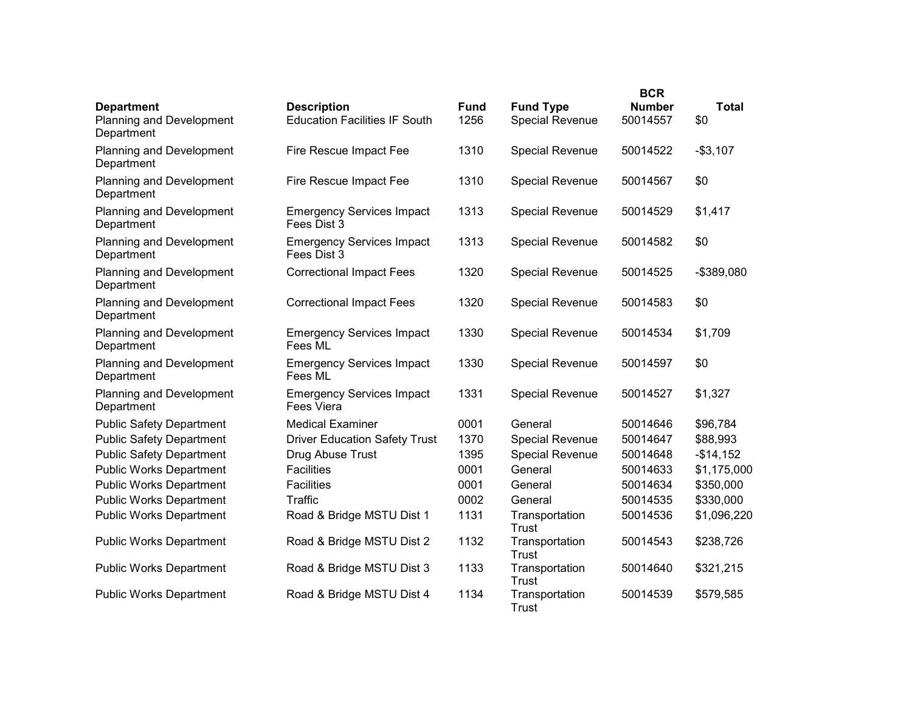| Department | Description | Fund | Fund Type | BCR Number | Total |
|---|---|---|---|---|---|
| Planning and Development Department | Education Facilities IF South | 1256 | Special Revenue | 50014557 | $0 |
| Planning and Development Department | Fire Rescue Impact Fee | 1310 | Special Revenue | 50014522 | -$3,107 |
| Planning and Development Department | Fire Rescue Impact Fee | 1310 | Special Revenue | 50014567 | $0 |
| Planning and Development Department | Emergency Services Impact Fees Dist 3 | 1313 | Special Revenue | 50014529 | $1,417 |
| Planning and Development Department | Emergency Services Impact Fees Dist 3 | 1313 | Special Revenue | 50014582 | $0 |
| Planning and Development Department | Correctional Impact Fees | 1320 | Special Revenue | 50014525 | -$389,080 |
| Planning and Development Department | Correctional Impact Fees | 1320 | Special Revenue | 50014583 | $0 |
| Planning and Development Department | Emergency Services Impact Fees ML | 1330 | Special Revenue | 50014534 | $1,709 |
| Planning and Development Department | Emergency Services Impact Fees ML | 1330 | Special Revenue | 50014597 | $0 |
| Planning and Development Department | Emergency Services Impact Fees Viera | 1331 | Special Revenue | 50014527 | $1,327 |
| Public Safety Department | Medical Examiner | 0001 | General | 50014646 | $96,784 |
| Public Safety Department | Driver Education Safety Trust | 1370 | Special Revenue | 50014647 | $88,993 |
| Public Safety Department | Drug Abuse Trust | 1395 | Special Revenue | 50014648 | -$14,152 |
| Public Works Department | Facilities | 0001 | General | 50014633 | $1,175,000 |
| Public Works Department | Facilities | 0001 | General | 50014634 | $350,000 |
| Public Works Department | Traffic | 0002 | General | 50014535 | $330,000 |
| Public Works Department | Road & Bridge MSTU Dist 1 | 1131 | Transportation Trust | 50014536 | $1,096,220 |
| Public Works Department | Road & Bridge MSTU Dist 2 | 1132 | Transportation Trust | 50014543 | $238,726 |
| Public Works Department | Road & Bridge MSTU Dist 3 | 1133 | Transportation Trust | 50014640 | $321,215 |
| Public Works Department | Road & Bridge MSTU Dist 4 | 1134 | Transportation Trust | 50014539 | $579,585 |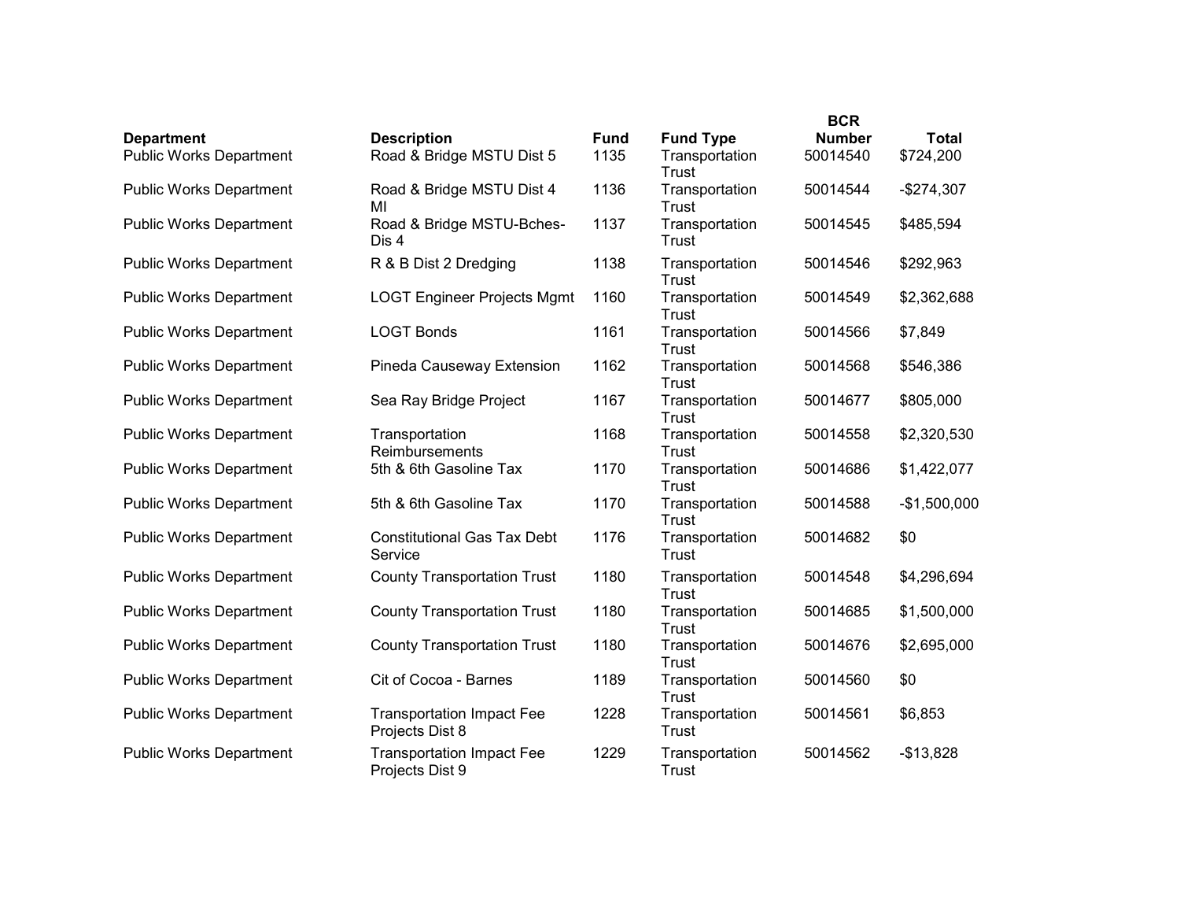| Department | Description | Fund | Fund Type | BCR Number | Total |
|---|---|---|---|---|---|
| Public Works Department | Road & Bridge MSTU Dist 5 | 1135 | Transportation Trust | 50014540 | $724,200 |
| Public Works Department | Road & Bridge MSTU Dist 4 MI | 1136 | Transportation Trust | 50014544 | -$274,307 |
| Public Works Department | Road & Bridge MSTU-Bches-Dis 4 | 1137 | Transportation Trust | 50014545 | $485,594 |
| Public Works Department | R & B Dist 2 Dredging | 1138 | Transportation Trust | 50014546 | $292,963 |
| Public Works Department | LOGT Engineer Projects Mgmt | 1160 | Transportation Trust | 50014549 | $2,362,688 |
| Public Works Department | LOGT Bonds | 1161 | Transportation Trust | 50014566 | $7,849 |
| Public Works Department | Pineda Causeway Extension | 1162 | Transportation Trust | 50014568 | $546,386 |
| Public Works Department | Sea Ray Bridge Project | 1167 | Transportation Trust | 50014677 | $805,000 |
| Public Works Department | Transportation Reimbursements | 1168 | Transportation Trust | 50014558 | $2,320,530 |
| Public Works Department | 5th & 6th Gasoline Tax | 1170 | Transportation Trust | 50014686 | $1,422,077 |
| Public Works Department | 5th & 6th Gasoline Tax | 1170 | Transportation Trust | 50014588 | -$1,500,000 |
| Public Works Department | Constitutional Gas Tax Debt Service | 1176 | Transportation Trust | 50014682 | $0 |
| Public Works Department | County Transportation Trust | 1180 | Transportation Trust | 50014548 | $4,296,694 |
| Public Works Department | County Transportation Trust | 1180 | Transportation Trust | 50014685 | $1,500,000 |
| Public Works Department | County Transportation Trust | 1180 | Transportation Trust | 50014676 | $2,695,000 |
| Public Works Department | Cit of Cocoa - Barnes | 1189 | Transportation Trust | 50014560 | $0 |
| Public Works Department | Transportation Impact Fee Projects Dist 8 | 1228 | Transportation Trust | 50014561 | $6,853 |
| Public Works Department | Transportation Impact Fee Projects Dist 9 | 1229 | Transportation Trust | 50014562 | -$13,828 |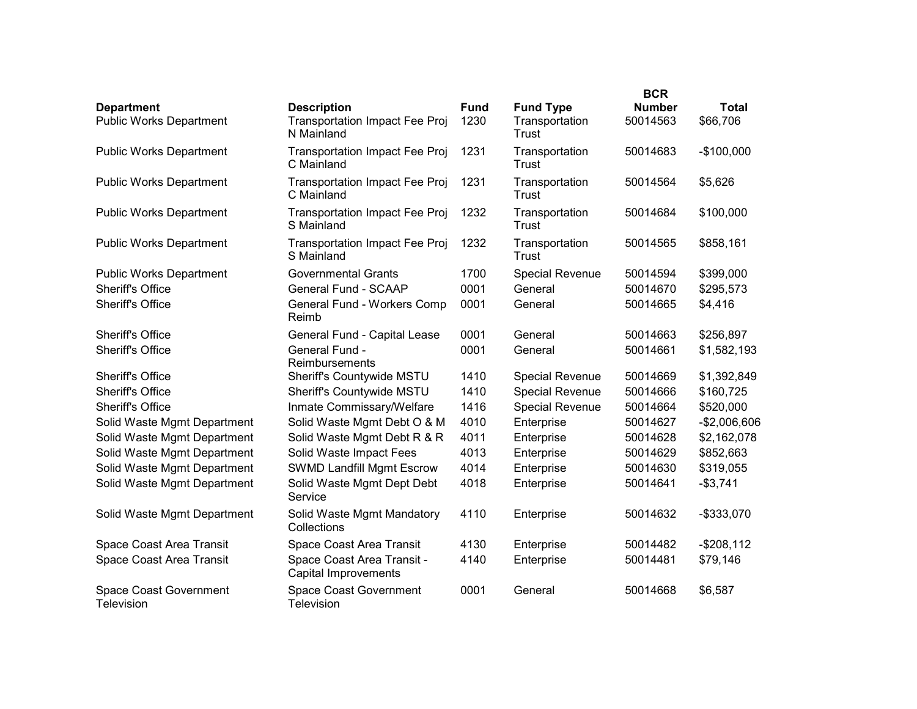| Department | Description | Fund | Fund Type | BCR Number | Total |
|---|---|---|---|---|---|
| Public Works Department | Transportation Impact Fee Proj N Mainland | 1230 | Transportation Trust | 50014563 | $66,706 |
| Public Works Department | Transportation Impact Fee Proj C Mainland | 1231 | Transportation Trust | 50014683 | -$100,000 |
| Public Works Department | Transportation Impact Fee Proj C Mainland | 1231 | Transportation Trust | 50014564 | $5,626 |
| Public Works Department | Transportation Impact Fee Proj S Mainland | 1232 | Transportation Trust | 50014684 | $100,000 |
| Public Works Department | Transportation Impact Fee Proj S Mainland | 1232 | Transportation Trust | 50014565 | $858,161 |
| Public Works Department | Governmental Grants | 1700 | Special Revenue | 50014594 | $399,000 |
| Sheriff's Office | General Fund - SCAAP | 0001 | General | 50014670 | $295,573 |
| Sheriff's Office | General Fund - Workers Comp Reimb | 0001 | General | 50014665 | $4,416 |
| Sheriff's Office | General Fund - Capital Lease | 0001 | General | 50014663 | $256,897 |
| Sheriff's Office | General Fund - Reimbursements | 0001 | General | 50014661 | $1,582,193 |
| Sheriff's Office | Sheriff's Countywide MSTU | 1410 | Special Revenue | 50014669 | $1,392,849 |
| Sheriff's Office | Sheriff's Countywide MSTU | 1410 | Special Revenue | 50014666 | $160,725 |
| Sheriff's Office | Inmate Commissary/Welfare | 1416 | Special Revenue | 50014664 | $520,000 |
| Solid Waste Mgmt Department | Solid Waste Mgmt Debt O & M | 4010 | Enterprise | 50014627 | -$2,006,606 |
| Solid Waste Mgmt Department | Solid Waste Mgmt Debt R & R | 4011 | Enterprise | 50014628 | $2,162,078 |
| Solid Waste Mgmt Department | Solid Waste Impact Fees | 4013 | Enterprise | 50014629 | $852,663 |
| Solid Waste Mgmt Department | SWMD Landfill Mgmt Escrow | 4014 | Enterprise | 50014630 | $319,055 |
| Solid Waste Mgmt Department | Solid Waste Mgmt Dept Debt Service | 4018 | Enterprise | 50014641 | -$3,741 |
| Solid Waste Mgmt Department | Solid Waste Mgmt Mandatory Collections | 4110 | Enterprise | 50014632 | -$333,070 |
| Space Coast Area Transit | Space Coast Area Transit | 4130 | Enterprise | 50014482 | -$208,112 |
| Space Coast Area Transit | Space Coast Area Transit - Capital Improvements | 4140 | Enterprise | 50014481 | $79,146 |
| Space Coast Government Television | Space Coast Government Television | 0001 | General | 50014668 | $6,587 |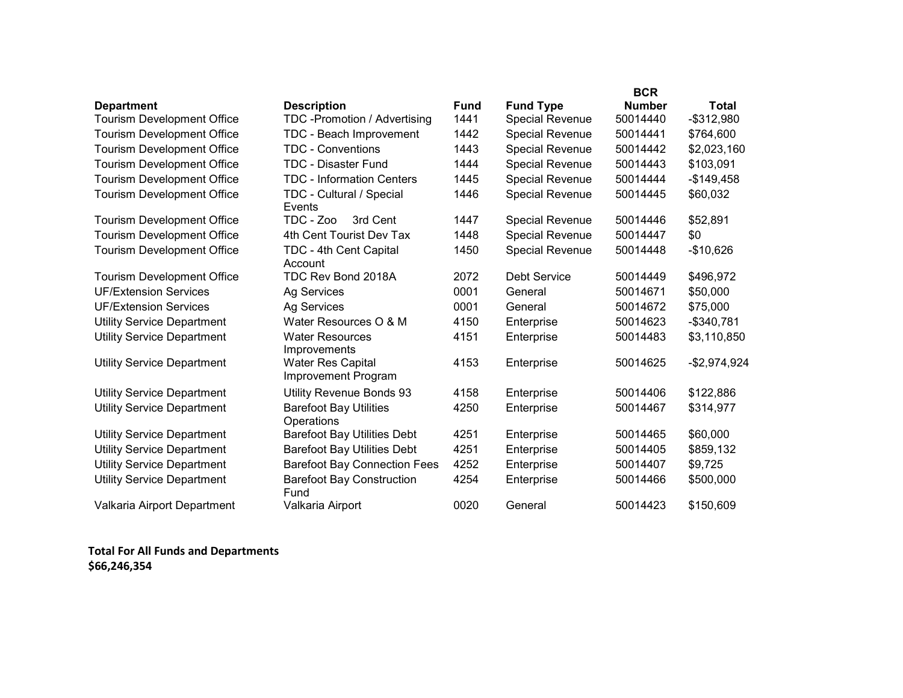| Department | Description | Fund | Fund Type | BCR Number | Total |
|---|---|---|---|---|---|
| Tourism Development Office | TDC -Promotion / Advertising | 1441 | Special Revenue | 50014440 | -$312,980 |
| Tourism Development Office | TDC - Beach Improvement | 1442 | Special Revenue | 50014441 | $764,600 |
| Tourism Development Office | TDC - Conventions | 1443 | Special Revenue | 50014442 | $2,023,160 |
| Tourism Development Office | TDC - Disaster Fund | 1444 | Special Revenue | 50014443 | $103,091 |
| Tourism Development Office | TDC - Information Centers | 1445 | Special Revenue | 50014444 | -$149,458 |
| Tourism Development Office | TDC - Cultural / Special Events | 1446 | Special Revenue | 50014445 | $60,032 |
| Tourism Development Office | TDC - Zoo 3rd Cent | 1447 | Special Revenue | 50014446 | $52,891 |
| Tourism Development Office | 4th Cent Tourist Dev Tax | 1448 | Special Revenue | 50014447 | $0 |
| Tourism Development Office | TDC - 4th Cent Capital Account | 1450 | Special Revenue | 50014448 | -$10,626 |
| Tourism Development Office | TDC Rev Bond 2018A | 2072 | Debt Service | 50014449 | $496,972 |
| UF/Extension Services | Ag Services | 0001 | General | 50014671 | $50,000 |
| UF/Extension Services | Ag Services | 0001 | General | 50014672 | $75,000 |
| Utility Service Department | Water Resources O & M | 4150 | Enterprise | 50014623 | -$340,781 |
| Utility Service Department | Water Resources Improvements | 4151 | Enterprise | 50014483 | $3,110,850 |
| Utility Service Department | Water Res Capital Improvement Program | 4153 | Enterprise | 50014625 | -$2,974,924 |
| Utility Service Department | Utility Revenue Bonds 93 | 4158 | Enterprise | 50014406 | $122,886 |
| Utility Service Department | Barefoot Bay Utilities Operations | 4250 | Enterprise | 50014467 | $314,977 |
| Utility Service Department | Barefoot Bay Utilities Debt | 4251 | Enterprise | 50014465 | $60,000 |
| Utility Service Department | Barefoot Bay Utilities Debt | 4251 | Enterprise | 50014405 | $859,132 |
| Utility Service Department | Barefoot Bay Connection Fees | 4252 | Enterprise | 50014407 | $9,725 |
| Utility Service Department | Barefoot Bay Construction Fund | 4254 | Enterprise | 50014466 | $500,000 |
| Valkaria Airport Department | Valkaria Airport | 0020 | General | 50014423 | $150,609 |

**Total For All Funds and Departments**
**$66,246,354**